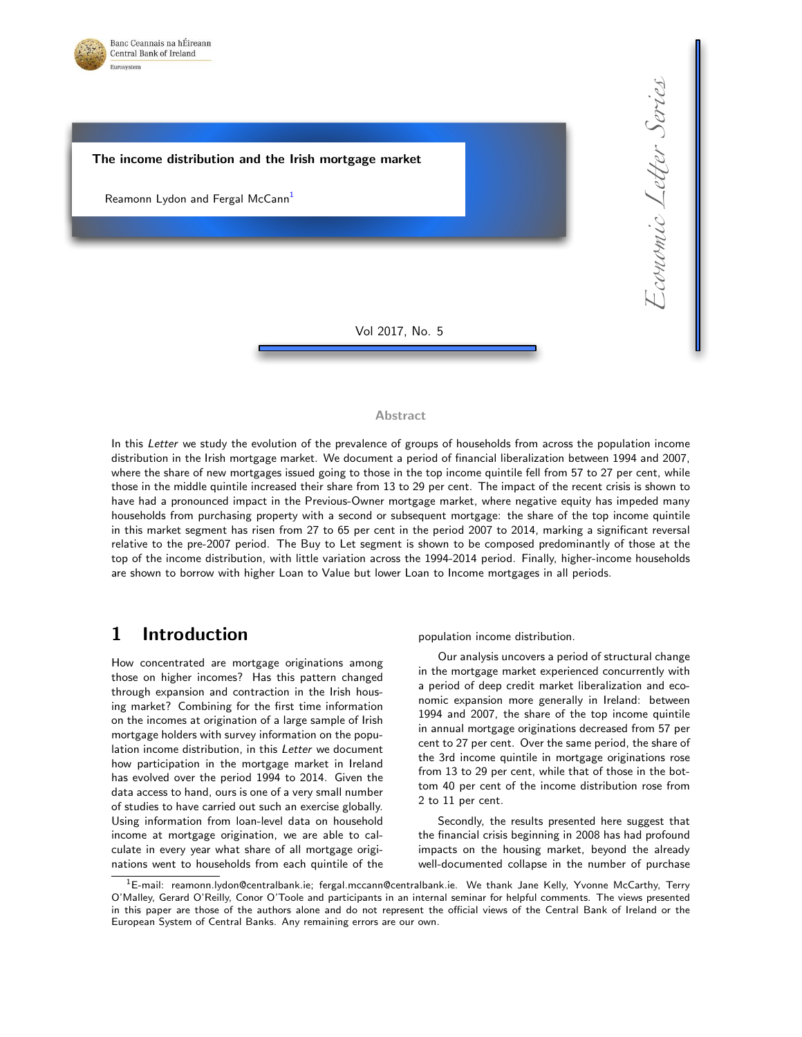Banc Ceannais na hÉireann
Central Bank of Ireland
Eurosystem

# The income distribution and the Irish mortgage market

Reamonn Lydon and Fergal McCann[1]

*Economic Letter Series*

Vol 2017, No. 5

### Abstract

In this *Letter* we study the evolution of the prevalence of groups of households from across the population income distribution in the Irish mortgage market. We document a period of financial liberalization between 1994 and 2007, where the share of new mortgages issued going to those in the top income quintile fell from 57 to 27 per cent, while those in the middle quintile increased their share from 13 to 29 per cent. The impact of the recent crisis is shown to have had a pronounced impact in the Previous-Owner mortgage market, where negative equity has impeded many households from purchasing property with a second or subsequent mortgage: the share of the top income quintile in this market segment has risen from 27 to 65 per cent in the period 2007 to 2014, marking a significant reversal relative to the pre-2007 period. The Buy to Let segment is shown to be composed predominantly of those at the top of the income distribution, with little variation across the 1994-2014 period. Finally, higher-income households are shown to borrow with higher Loan to Value but lower Loan to Income mortgages in all periods.

## 1 Introduction

How concentrated are mortgage originations among those on higher incomes? Has this pattern changed through expansion and contraction in the Irish housing market? Combining for the first time information on the incomes at origination of a large sample of Irish mortgage holders with survey information on the population income distribution, in this *Letter* we document how participation in the mortgage market in Ireland has evolved over the period 1994 to 2014. Given the data access to hand, ours is one of a very small number of studies to have carried out such an exercise globally. Using information from loan-level data on household income at mortgage origination, we are able to calculate in every year what share of all mortgage originations went to households from each quintile of the population income distribution.

Our analysis uncovers a period of structural change in the mortgage market experienced concurrently with a period of deep credit market liberalization and economic expansion more generally in Ireland: between 1994 and 2007, the share of the top income quintile in annual mortgage originations decreased from 57 per cent to 27 per cent. Over the same period, the share of the 3rd income quintile in mortgage originations rose from 13 to 29 per cent, while that of those in the bottom 40 per cent of the income distribution rose from 2 to 11 per cent.

Secondly, the results presented here suggest that the financial crisis beginning in 2008 has had profound impacts on the housing market, beyond the already well-documented collapse in the number of purchase

[1] E-mail: reamonn.lydon@centralbank.ie; fergal.mccann@centralbank.ie. We thank Jane Kelly, Yvonne McCarthy, Terry O'Malley, Gerard O'Reilly, Conor O'Toole and participants in an internal seminar for helpful comments. The views presented in this paper are those of the authors alone and do not represent the official views of the Central Bank of Ireland or the European System of Central Banks. Any remaining errors are our own.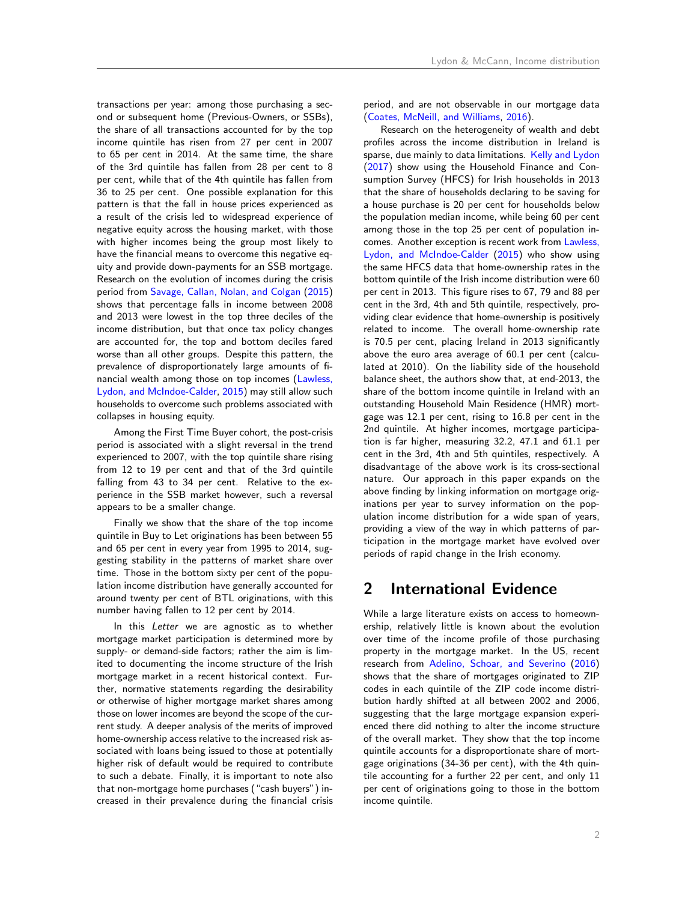transactions per year: among those purchasing a second or subsequent home (Previous-Owners, or SSBs), the share of all transactions accounted for by the top income quintile has risen from 27 per cent in 2007 to 65 per cent in 2014. At the same time, the share of the 3rd quintile has fallen from 28 per cent to 8 per cent, while that of the 4th quintile has fallen from 36 to 25 per cent. One possible explanation for this pattern is that the fall in house prices experienced as a result of the crisis led to widespread experience of negative equity across the housing market, with those with higher incomes being the group most likely to have the financial means to overcome this negative equity and provide down-payments for an SSB mortgage. Research on the evolution of incomes during the crisis period from Savage, Callan, Nolan, and Colgan (2015) shows that percentage falls in income between 2008 and 2013 were lowest in the top three deciles of the income distribution, but that once tax policy changes are accounted for, the top and bottom deciles fared worse than all other groups. Despite this pattern, the prevalence of disproportionately large amounts of financial wealth among those on top incomes (Lawless, Lydon, and McIndoe-Calder, 2015) may still allow such households to overcome such problems associated with collapses in housing equity.

Among the First Time Buyer cohort, the post-crisis period is associated with a slight reversal in the trend experienced to 2007, with the top quintile share rising from 12 to 19 per cent and that of the 3rd quintile falling from 43 to 34 per cent. Relative to the experience in the SSB market however, such a reversal appears to be a smaller change.

Finally we show that the share of the top income quintile in Buy to Let originations has been between 55 and 65 per cent in every year from 1995 to 2014, suggesting stability in the patterns of market share over time. Those in the bottom sixty per cent of the population income distribution have generally accounted for around twenty per cent of BTL originations, with this number having fallen to 12 per cent by 2014.

In this *Letter* we are agnostic as to whether mortgage market participation is determined more by supply- or demand-side factors; rather the aim is limited to documenting the income structure of the Irish mortgage market in a recent historical context. Further, normative statements regarding the desirability or otherwise of higher mortgage market shares among those on lower incomes are beyond the scope of the current study. A deeper analysis of the merits of improved home-ownership access relative to the increased risk associated with loans being issued to those at potentially higher risk of default would be required to contribute to such a debate. Finally, it is important to note also that non-mortgage home purchases ("cash buyers") increased in their prevalence during the financial crisis period, and are not observable in our mortgage data (Coates, McNeill, and Williams, 2016).

Research on the heterogeneity of wealth and debt profiles across the income distribution in Ireland is sparse, due mainly to data limitations. Kelly and Lydon (2017) show using the Household Finance and Consumption Survey (HFCS) for Irish households in 2013 that the share of households declaring to be saving for a house purchase is 20 per cent for households below the population median income, while being 60 per cent among those in the top 25 per cent of population incomes. Another exception is recent work from Lawless, Lydon, and McIndoe-Calder (2015) who show using the same HFCS data that home-ownership rates in the bottom quintile of the Irish income distribution were 60 per cent in 2013. This figure rises to 67, 79 and 88 per cent in the 3rd, 4th and 5th quintile, respectively, providing clear evidence that home-ownership is positively related to income. The overall home-ownership rate is 70.5 per cent, placing Ireland in 2013 significantly above the euro area average of 60.1 per cent (calculated at 2010). On the liability side of the household balance sheet, the authors show that, at end-2013, the share of the bottom income quintile in Ireland with an outstanding Household Main Residence (HMR) mortgage was 12.1 per cent, rising to 16.8 per cent in the 2nd quintile. At higher incomes, mortgage participation is far higher, measuring 32.2, 47.1 and 61.1 per cent in the 3rd, 4th and 5th quintiles, respectively. A disadvantage of the above work is its cross-sectional nature. Our approach in this paper expands on the above finding by linking information on mortgage originations per year to survey information on the population income distribution for a wide span of years, providing a view of the way in which patterns of participation in the mortgage market have evolved over periods of rapid change in the Irish economy.

## 2 International Evidence

While a large literature exists on access to homeownership, relatively little is known about the evolution over time of the income profile of those purchasing property in the mortgage market. In the US, recent research from Adelino, Schoar, and Severino (2016) shows that the share of mortgages originated to ZIP codes in each quintile of the ZIP code income distribution hardly shifted at all between 2002 and 2006, suggesting that the large mortgage expansion experienced there did nothing to alter the income structure of the overall market. They show that the top income quintile accounts for a disproportionate share of mortgage originations (34-36 per cent), with the 4th quintile accounting for a further 22 per cent, and only 11 per cent of originations going to those in the bottom income quintile.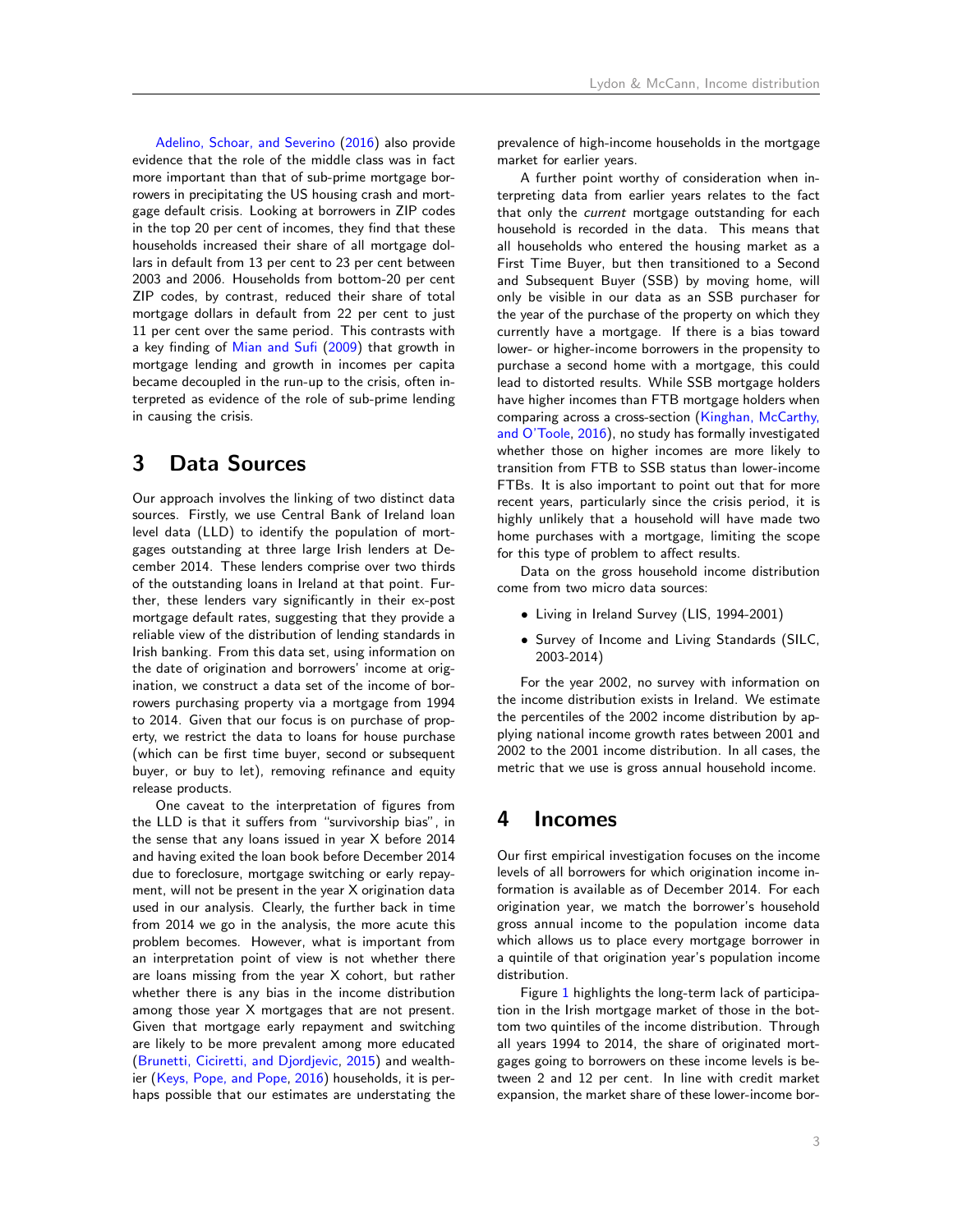Adelino, Schoar, and Severino (2016) also provide evidence that the role of the middle class was in fact more important than that of sub-prime mortgage borrowers in precipitating the US housing crash and mortgage default crisis. Looking at borrowers in ZIP codes in the top 20 per cent of incomes, they find that these households increased their share of all mortgage dollars in default from 13 per cent to 23 per cent between 2003 and 2006. Households from bottom-20 per cent ZIP codes, by contrast, reduced their share of total mortgage dollars in default from 22 per cent to just 11 per cent over the same period. This contrasts with a key finding of Mian and Sufi (2009) that growth in mortgage lending and growth in incomes per capita became decoupled in the run-up to the crisis, often interpreted as evidence of the role of sub-prime lending in causing the crisis.

# 3 Data Sources

Our approach involves the linking of two distinct data sources. Firstly, we use Central Bank of Ireland loan level data (LLD) to identify the population of mortgages outstanding at three large Irish lenders at December 2014. These lenders comprise over two thirds of the outstanding loans in Ireland at that point. Further, these lenders vary significantly in their ex-post mortgage default rates, suggesting that they provide a reliable view of the distribution of lending standards in Irish banking. From this data set, using information on the date of origination and borrowers' income at origination, we construct a data set of the income of borrowers purchasing property via a mortgage from 1994 to 2014. Given that our focus is on purchase of property, we restrict the data to loans for house purchase (which can be first time buyer, second or subsequent buyer, or buy to let), removing refinance and equity release products.

One caveat to the interpretation of figures from the LLD is that it suffers from "survivorship bias", in the sense that any loans issued in year X before 2014 and having exited the loan book before December 2014 due to foreclosure, mortgage switching or early repayment, will not be present in the year X origination data used in our analysis. Clearly, the further back in time from 2014 we go in the analysis, the more acute this problem becomes. However, what is important from an interpretation point of view is not whether there are loans missing from the year X cohort, but rather whether there is any bias in the income distribution among those year X mortgages that are not present. Given that mortgage early repayment and switching are likely to be more prevalent among more educated (Brunetti, Ciciretti, and Djordjevic, 2015) and wealthier (Keys, Pope, and Pope, 2016) households, it is perhaps possible that our estimates are understating the prevalence of high-income households in the mortgage market for earlier years.

A further point worthy of consideration when interpreting data from earlier years relates to the fact that only the *current* mortgage outstanding for each household is recorded in the data. This means that all households who entered the housing market as a First Time Buyer, but then transitioned to a Second and Subsequent Buyer (SSB) by moving home, will only be visible in our data as an SSB purchaser for the year of the purchase of the property on which they currently have a mortgage. If there is a bias toward lower- or higher-income borrowers in the propensity to purchase a second home with a mortgage, this could lead to distorted results. While SSB mortgage holders have higher incomes than FTB mortgage holders when comparing across a cross-section (Kinghan, McCarthy, and O'Toole, 2016), no study has formally investigated whether those on higher incomes are more likely to transition from FTB to SSB status than lower-income FTBs. It is also important to point out that for more recent years, particularly since the crisis period, it is highly unlikely that a household will have made two home purchases with a mortgage, limiting the scope for this type of problem to affect results.

Data on the gross household income distribution come from two micro data sources:

- Living in Ireland Survey (LIS, 1994-2001)
- Survey of Income and Living Standards (SILC, 2003-2014)

For the year 2002, no survey with information on the income distribution exists in Ireland. We estimate the percentiles of the 2002 income distribution by applying national income growth rates between 2001 and 2002 to the 2001 income distribution. In all cases, the metric that we use is gross annual household income.

# 4 Incomes

Our first empirical investigation focuses on the income levels of all borrowers for which origination income information is available as of December 2014. For each origination year, we match the borrower's household gross annual income to the population income data which allows us to place every mortgage borrower in a quintile of that origination year's population income distribution.

Figure 1 highlights the long-term lack of participation in the Irish mortgage market of those in the bottom two quintiles of the income distribution. Through all years 1994 to 2014, the share of originated mortgages going to borrowers on these income levels is between 2 and 12 per cent. In line with credit market expansion, the market share of these lower-income bor-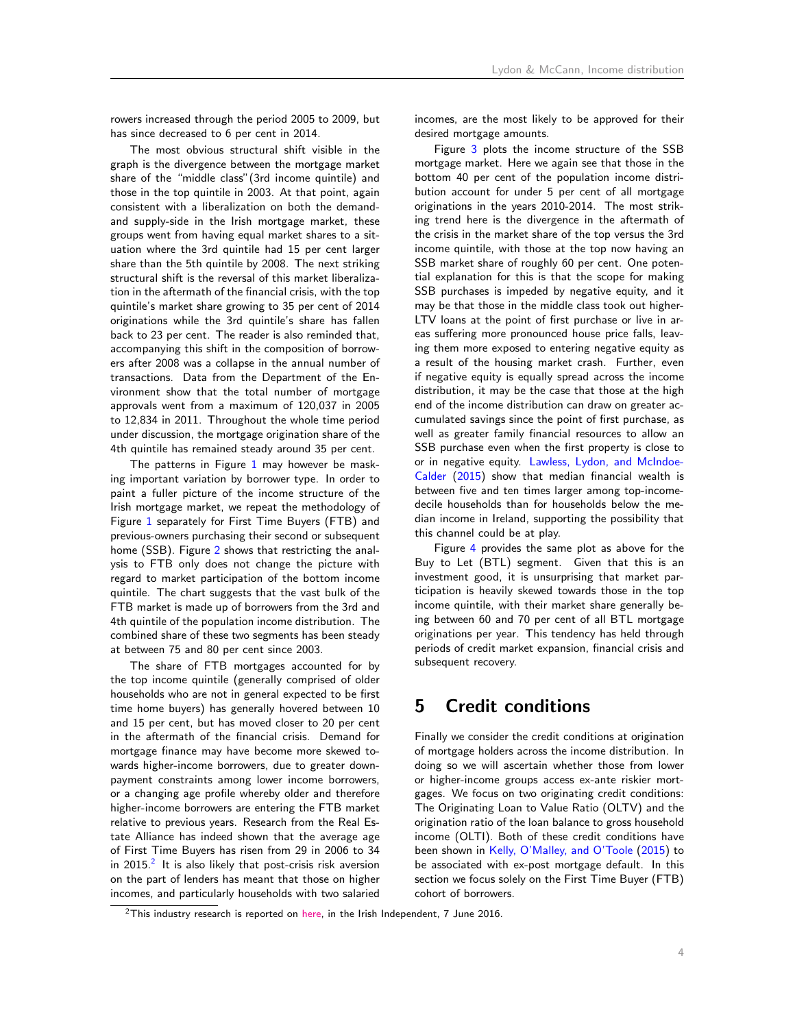rowers increased through the period 2005 to 2009, but has since decreased to 6 per cent in 2014.

The most obvious structural shift visible in the graph is the divergence between the mortgage market share of the "middle class"(3rd income quintile) and those in the top quintile in 2003. At that point, again consistent with a liberalization on both the demand- and supply-side in the Irish mortgage market, these groups went from having equal market shares to a situation where the 3rd quintile had 15 per cent larger share than the 5th quintile by 2008. The next striking structural shift is the reversal of this market liberalization in the aftermath of the financial crisis, with the top quintile's market share growing to 35 per cent of 2014 originations while the 3rd quintile's share has fallen back to 23 per cent. The reader is also reminded that, accompanying this shift in the composition of borrowers after 2008 was a collapse in the annual number of transactions. Data from the Department of the Environment show that the total number of mortgage approvals went from a maximum of 120,037 in 2005 to 12,834 in 2011. Throughout the whole time period under discussion, the mortgage origination share of the 4th quintile has remained steady around 35 per cent.

The patterns in Figure 1 may however be masking important variation by borrower type. In order to paint a fuller picture of the income structure of the Irish mortgage market, we repeat the methodology of Figure 1 separately for First Time Buyers (FTB) and previous-owners purchasing their second or subsequent home (SSB). Figure 2 shows that restricting the analysis to FTB only does not change the picture with regard to market participation of the bottom income quintile. The chart suggests that the vast bulk of the FTB market is made up of borrowers from the 3rd and 4th quintile of the population income distribution. The combined share of these two segments has been steady at between 75 and 80 per cent since 2003.

The share of FTB mortgages accounted for by the top income quintile (generally comprised of older households who are not in general expected to be first time home buyers) has generally hovered between 10 and 15 per cent, but has moved closer to 20 per cent in the aftermath of the financial crisis. Demand for mortgage finance may have become more skewed towards higher-income borrowers, due to greater down-payment constraints among lower income borrowers, or a changing age profile whereby older and therefore higher-income borrowers are entering the FTB market relative to previous years. Research from the Real Estate Alliance has indeed shown that the average age of First Time Buyers has risen from 29 in 2006 to 34 in 2015.[2] It is also likely that post-crisis risk aversion on the part of lenders has meant that those on higher incomes, and particularly households with two salaried incomes, are the most likely to be approved for their desired mortgage amounts.

Figure 3 plots the income structure of the SSB mortgage market. Here we again see that those in the bottom 40 per cent of the population income distribution account for under 5 per cent of all mortgage originations in the years 2010-2014. The most striking trend here is the divergence in the aftermath of the crisis in the market share of the top versus the 3rd income quintile, with those at the top now having an SSB market share of roughly 60 per cent. One potential explanation for this is that the scope for making SSB purchases is impeded by negative equity, and it may be that those in the middle class took out higher-LTV loans at the point of first purchase or live in areas suffering more pronounced house price falls, leaving them more exposed to entering negative equity as a result of the housing market crash. Further, even if negative equity is equally spread across the income distribution, it may be the case that those at the high end of the income distribution can draw on greater accumulated savings since the point of first purchase, as well as greater family financial resources to allow an SSB purchase even when the first property is close to or in negative equity. Lawless, Lydon, and McIndoe-Calder (2015) show that median financial wealth is between five and ten times larger among top-income-decile households than for households below the median income in Ireland, supporting the possibility that this channel could be at play.

Figure 4 provides the same plot as above for the Buy to Let (BTL) segment. Given that this is an investment good, it is unsurprising that market participation is heavily skewed towards those in the top income quintile, with their market share generally being between 60 and 70 per cent of all BTL mortgage originations per year. This tendency has held through periods of credit market expansion, financial crisis and subsequent recovery.

## 5 Credit conditions

Finally we consider the credit conditions at origination of mortgage holders across the income distribution. In doing so we will ascertain whether those from lower or higher-income groups access ex-ante riskier mortgages. We focus on two originating credit conditions: The Originating Loan to Value Ratio (OLTV) and the origination ratio of the loan balance to gross household income (OLTI). Both of these credit conditions have been shown in Kelly, O'Malley, and O'Toole (2015) to be associated with ex-post mortgage default. In this section we focus solely on the First Time Buyer (FTB) cohort of borrowers.

[2] This industry research is reported on here, in the Irish Independent, 7 June 2016.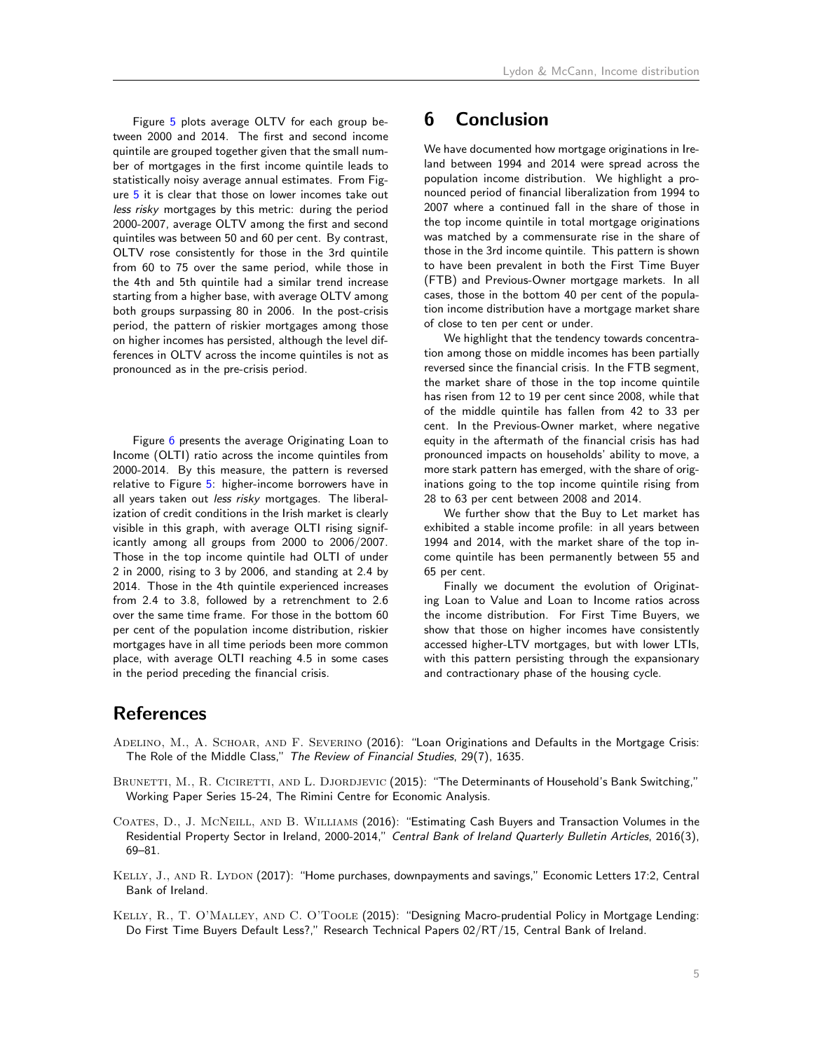Figure 5 plots average OLTV for each group between 2000 and 2014. The first and second income quintile are grouped together given that the small number of mortgages in the first income quintile leads to statistically noisy average annual estimates. From Figure 5 it is clear that those on lower incomes take out *less risky* mortgages by this metric: during the period 2000-2007, average OLTV among the first and second quintiles was between 50 and 60 per cent. By contrast, OLTV rose consistently for those in the 3rd quintile from 60 to 75 over the same period, while those in the 4th and 5th quintile had a similar trend increase starting from a higher base, with average OLTV among both groups surpassing 80 in 2006. In the post-crisis period, the pattern of riskier mortgages among those on higher incomes has persisted, although the level differences in OLTV across the income quintiles is not as pronounced as in the pre-crisis period.

Figure 6 presents the average Originating Loan to Income (OLTI) ratio across the income quintiles from 2000-2014. By this measure, the pattern is reversed relative to Figure 5: higher-income borrowers have in all years taken out *less risky* mortgages. The liberalization of credit conditions in the Irish market is clearly visible in this graph, with average OLTI rising significantly among all groups from 2000 to 2006/2007. Those in the top income quintile had OLTI of under 2 in 2000, rising to 3 by 2006, and standing at 2.4 by 2014. Those in the 4th quintile experienced increases from 2.4 to 3.8, followed by a retrenchment to 2.6 over the same time frame. For those in the bottom 60 per cent of the population income distribution, riskier mortgages have in all time periods been more common place, with average OLTI reaching 4.5 in some cases in the period preceding the financial crisis.

# 6 Conclusion

We have documented how mortgage originations in Ireland between 1994 and 2014 were spread across the population income distribution. We highlight a pronounced period of financial liberalization from 1994 to 2007 where a continued fall in the share of those in the top income quintile in total mortgage originations was matched by a commensurate rise in the share of those in the 3rd income quintile. This pattern is shown to have been prevalent in both the First Time Buyer (FTB) and Previous-Owner mortgage markets. In all cases, those in the bottom 40 per cent of the population income distribution have a mortgage market share of close to ten per cent or under.

We highlight that the tendency towards concentration among those on middle incomes has been partially reversed since the financial crisis. In the FTB segment, the market share of those in the top income quintile has risen from 12 to 19 per cent since 2008, while that of the middle quintile has fallen from 42 to 33 per cent. In the Previous-Owner market, where negative equity in the aftermath of the financial crisis has had pronounced impacts on households' ability to move, a more stark pattern has emerged, with the share of originations going to the top income quintile rising from 28 to 63 per cent between 2008 and 2014.

We further show that the Buy to Let market has exhibited a stable income profile: in all years between 1994 and 2014, with the market share of the top income quintile has been permanently between 55 and 65 per cent.

Finally we document the evolution of Originating Loan to Value and Loan to Income ratios across the income distribution. For First Time Buyers, we show that those on higher incomes have consistently accessed higher-LTV mortgages, but with lower LTIs, with this pattern persisting through the expansionary and contractionary phase of the housing cycle.

# References

Adelino, M., A. Schoar, and F. Severino (2016): "Loan Originations and Defaults in the Mortgage Crisis: The Role of the Middle Class," *The Review of Financial Studies*, 29(7), 1635.

Brunetti, M., R. Ciciretti, and L. Djordjevic (2015): "The Determinants of Household's Bank Switching," Working Paper Series 15-24, The Rimini Centre for Economic Analysis.

Coates, D., J. McNeill, and B. Williams (2016): "Estimating Cash Buyers and Transaction Volumes in the Residential Property Sector in Ireland, 2000-2014," *Central Bank of Ireland Quarterly Bulletin Articles*, 2016(3), 69–81.

Kelly, J., and R. Lydon (2017): "Home purchases, downpayments and savings," Economic Letters 17:2, Central Bank of Ireland.

Kelly, R., T. O'Malley, and C. O'Toole (2015): "Designing Macro-prudential Policy in Mortgage Lending: Do First Time Buyers Default Less?," Research Technical Papers 02/RT/15, Central Bank of Ireland.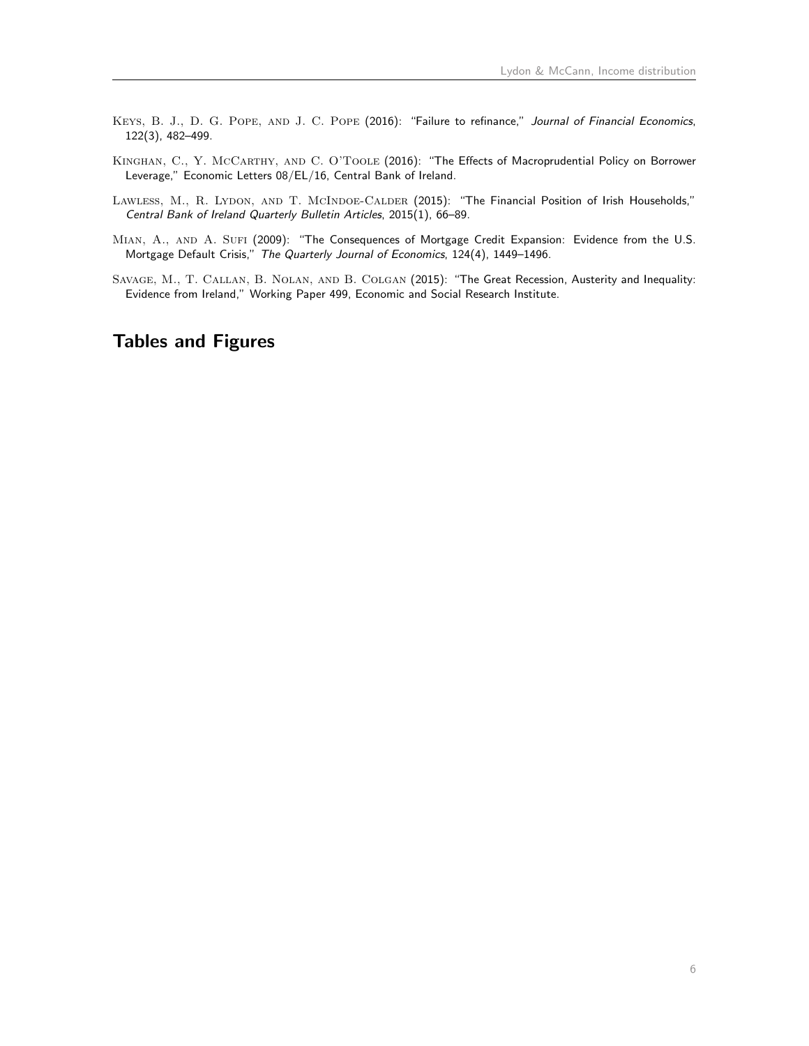Keys, B. J., D. G. Pope, and J. C. Pope (2016): "Failure to refinance," *Journal of Financial Economics*, 122(3), 482–499.

Kinghan, C., Y. McCarthy, and C. O'Toole (2016): "The Effects of Macroprudential Policy on Borrower Leverage," Economic Letters 08/EL/16, Central Bank of Ireland.

Lawless, M., R. Lydon, and T. McIndoe-Calder (2015): "The Financial Position of Irish Households," *Central Bank of Ireland Quarterly Bulletin Articles*, 2015(1), 66–89.

Mian, A., and A. Sufi (2009): "The Consequences of Mortgage Credit Expansion: Evidence from the U.S. Mortgage Default Crisis," *The Quarterly Journal of Economics*, 124(4), 1449–1496.

Savage, M., T. Callan, B. Nolan, and B. Colgan (2015): "The Great Recession, Austerity and Inequality: Evidence from Ireland," Working Paper 499, Economic and Social Research Institute.

## Tables and Figures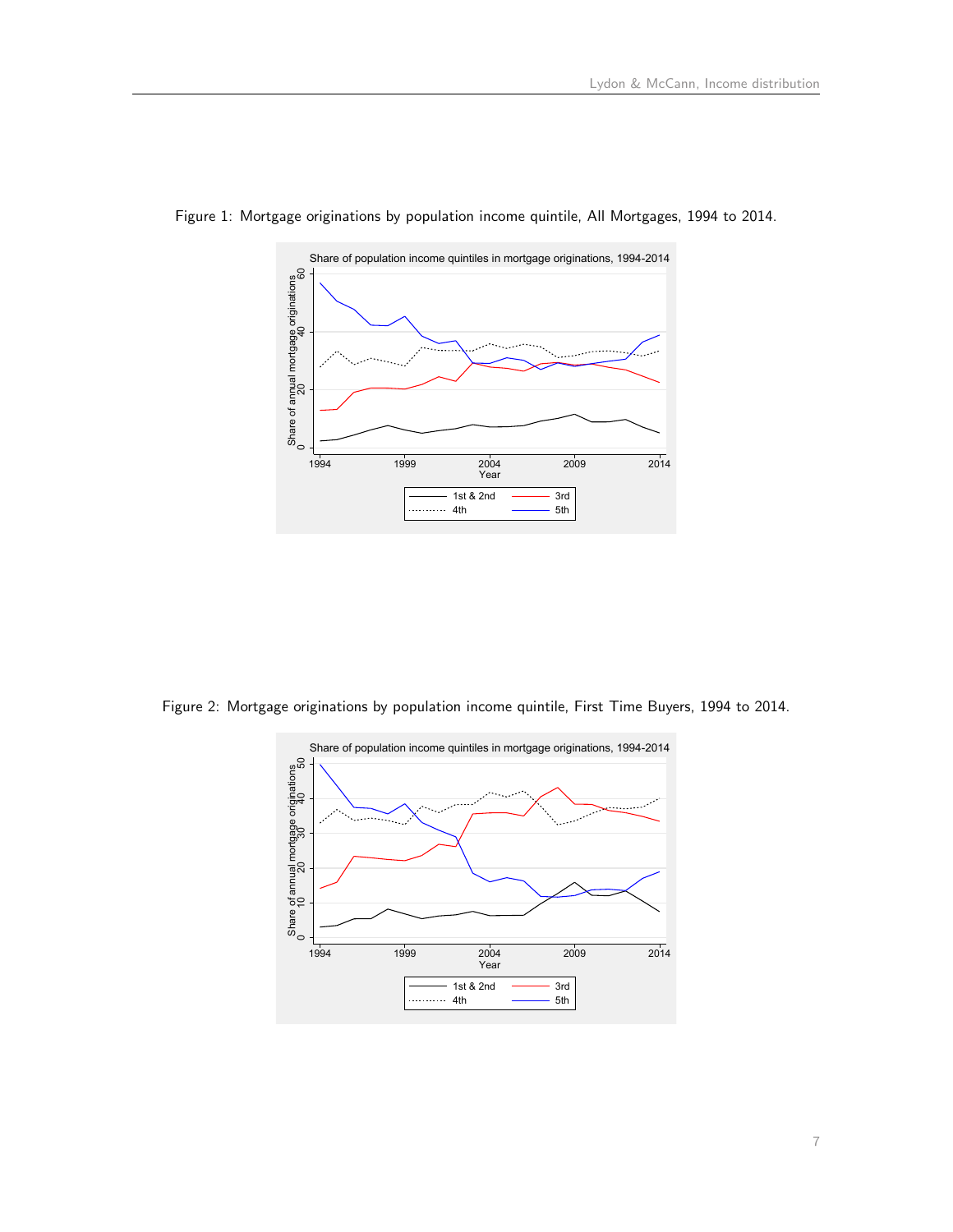Figure 1: Mortgage originations by population income quintile, All Mortgages, 1994 to 2014.

Figure 2: Mortgage originations by population income quintile, First Time Buyers, 1994 to 2014.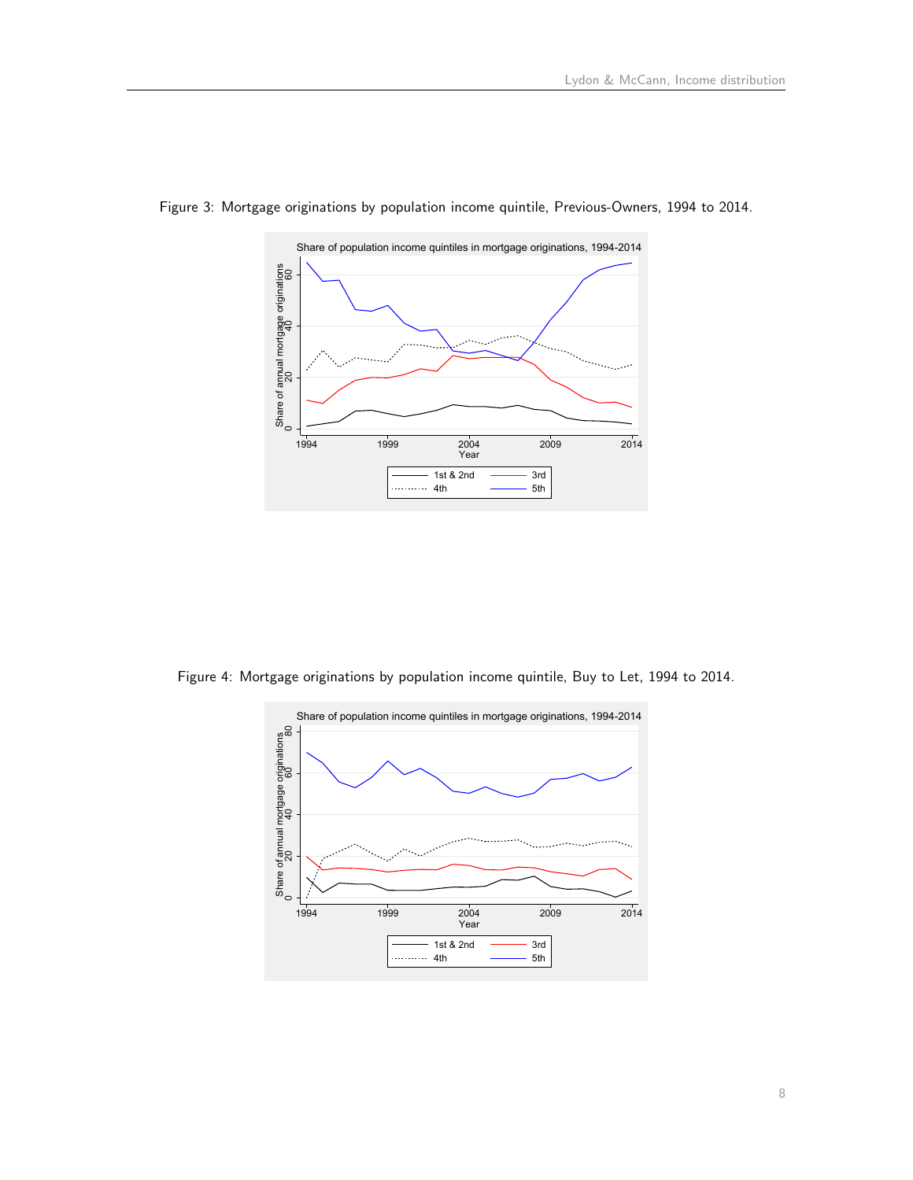Figure 3: Mortgage originations by population income quintile, Previous-Owners, 1994 to 2014.

Figure 4: Mortgage originations by population income quintile, Buy to Let, 1994 to 2014.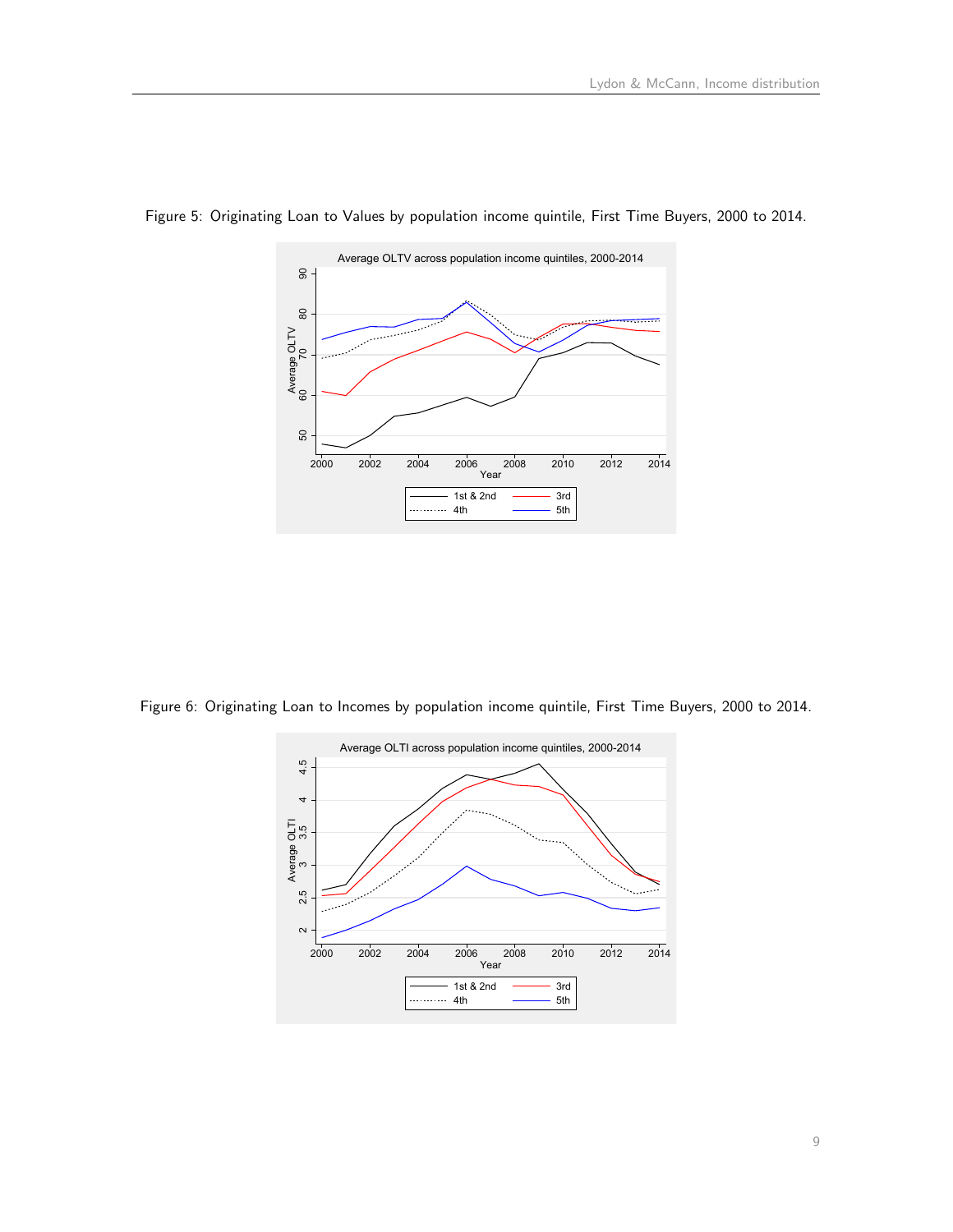Figure 5: Originating Loan to Values by population income quintile, First Time Buyers, 2000 to 2014.

Average OLTV across population income quintiles, 2000-2014

Average OLTV

90
80
70
60
50

2000 2002 2004 2006 2008 2010 2012 2014

Year

1st & 2nd
3rd
4th
5th

Figure 6: Originating Loan to Incomes by population income quintile, First Time Buyers, 2000 to 2014.

Average OLTI across population income quintiles, 2000-2014

Average OLTI

4.5
4
3.5
3
2.5
2

2000 2002 2004 2006 2008 2010 2012 2014

Year

1st & 2nd
3rd
4th
5th